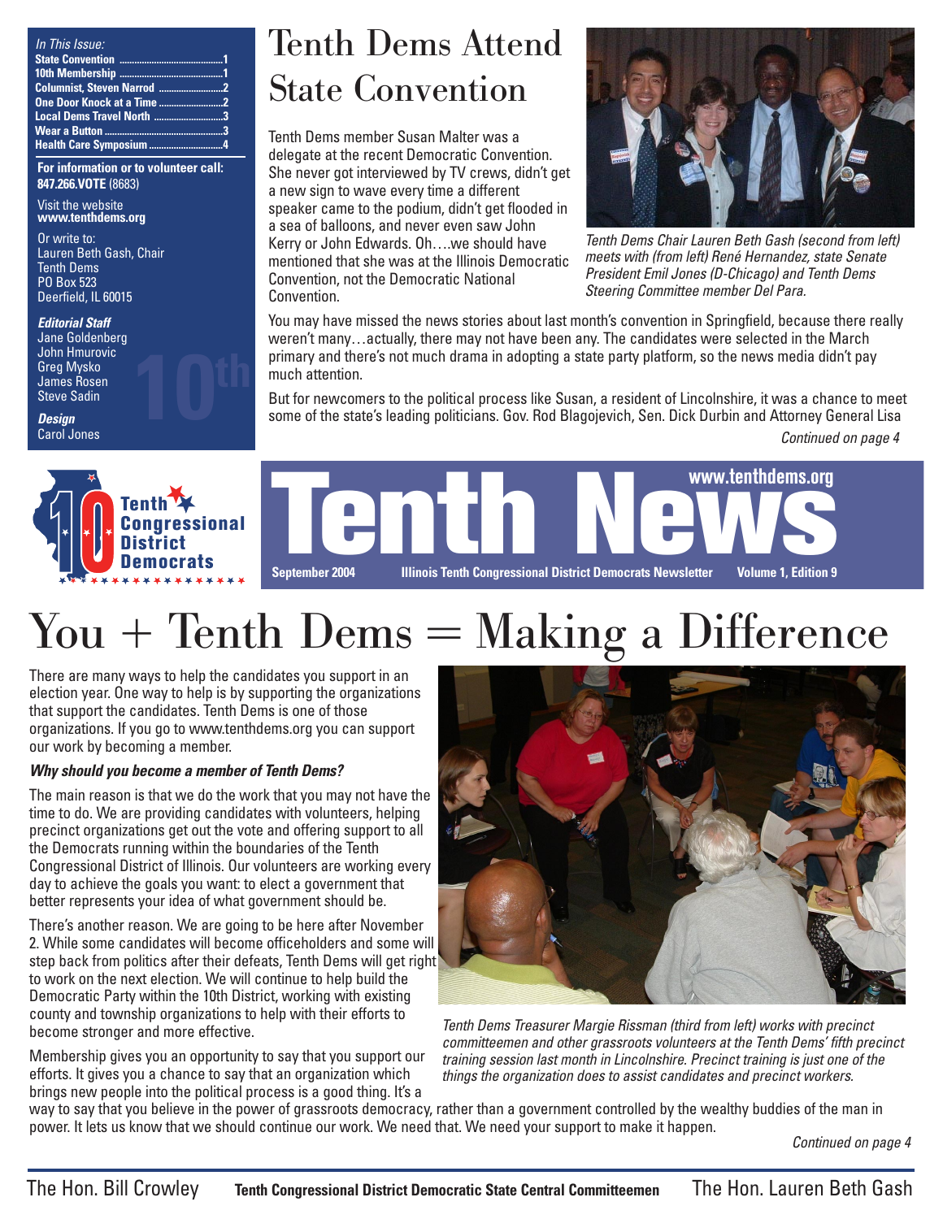*In This Issue:*

- **State Convention** ........................................1
- **10th Membership** ........................................1
- **Columnist, Steven Narrod** .........................2
- **One Door Knock at a Time** .........................2
- **Local Dems Travel North** ...........................3
- **Wear a Button** ..............................................3
- **Health Care Symposium** .............................4

**For information or to volunteer call:**
**847.266.VOTE** (8683)

Visit the website
**www.tenthdems.org**

Or write to:
Lauren Beth Gash, Chair
Tenth Dems
PO Box 523
Deerfield, IL 60015

***Editorial Staff***
Jane Goldenberg
John Hmurovic
Greg Mysko
James Rosen
Steve Sadin

***Design***
Carol Jones

# Tenth Dems Attend State Convention

Tenth Dems member Susan Malter was a delegate at the recent Democratic Convention. She never got interviewed by TV crews, didn't get a new sign to wave every time a different speaker came to the podium, didn't get flooded in a sea of balloons, and never even saw John Kerry or John Edwards. Oh….we should have mentioned that she was at the Illinois Democratic Convention, not the Democratic National Convention.

*Tenth Dems Chair Lauren Beth Gash (second from left) meets with (from left) René Hernandez, state Senate President Emil Jones (D-Chicago) and Tenth Dems Steering Committee member Del Para.*

You may have missed the news stories about last month's convention in Springfield, because there really weren't many…actually, there may not have been any. The candidates were selected in the March primary and there's not much drama in adopting a state party platform, so the news media didn't pay much attention.

But for newcomers to the political process like Susan, a resident of Lincolnshire, it was a chance to meet some of the state's leading politicians. Gov. Rod Blagojevich, Sen. Dick Durbin and Attorney General Lisa

*Continued on page 4*

Tenth Congressional District Democrats

# Tenth News

www.tenthdems.org

**September 2004** **Illinois Tenth Congressional District Democrats Newsletter** **Volume 1, Edition 9**

# You + Tenth Dems = Making a Difference

There are many ways to help the candidates you support in an election year. One way to help is by supporting the organizations that support the candidates. Tenth Dems is one of those organizations. If you go to www.tenthdems.org you can support our work by becoming a member.

***Why should you become a member of Tenth Dems?***

The main reason is that we do the work that you may not have the time to do. We are providing candidates with volunteers, helping precinct organizations get out the vote and offering support to all the Democrats running within the boundaries of the Tenth Congressional District of Illinois. Our volunteers are working every day to achieve the goals you want: to elect a government that better represents your idea of what government should be.

There's another reason. We are going to be here after November 2. While some candidates will become officeholders and some will step back from politics after their defeats, Tenth Dems will get right to work on the next election. We will continue to help build the Democratic Party within the 10th District, working with existing county and township organizations to help with their efforts to become stronger and more effective.

*Tenth Dems Treasurer Margie Rissman (third from left) works with precinct committeemen and other grassroots volunteers at the Tenth Dems' fifth precinct training session last month in Lincolnshire. Precinct training is just one of the things the organization does to assist candidates and precinct workers.*

Membership gives you an opportunity to say that you support our efforts. It gives you a chance to say that an organization which brings new people into the political process is a good thing. It's a way to say that you believe in the power of grassroots democracy, rather than a government controlled by the wealthy buddies of the man in power. It lets us know that we should continue our work. We need that. We need your support to make it happen.

*Continued on page 4*

The Hon. Bill Crowley **Tenth Congressional District Democratic State Central Committeemen** The Hon. Lauren Beth Gash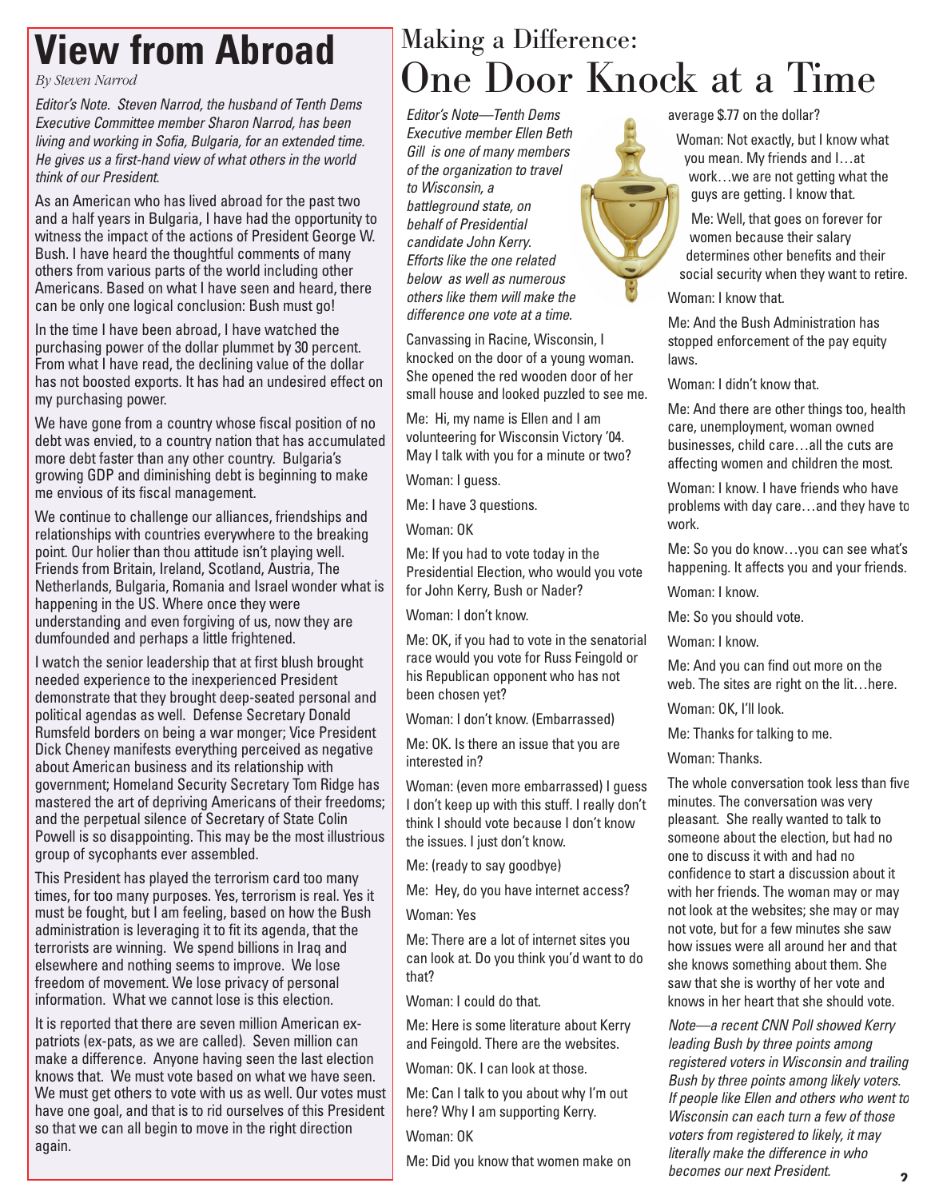# View from Abroad

*By Steven Narrod*

*Editor's Note. Steven Narrod, the husband of Tenth Dems Executive Committee member Sharon Narrod, has been living and working in Sofia, Bulgaria, for an extended time. He gives us a first-hand view of what others in the world think of our President.*

As an American who has lived abroad for the past two and a half years in Bulgaria, I have had the opportunity to witness the impact of the actions of President George W. Bush. I have heard the thoughtful comments of many others from various parts of the world including other Americans. Based on what I have seen and heard, there can be only one logical conclusion: Bush must go!

In the time I have been abroad, I have watched the purchasing power of the dollar plummet by 30 percent. From what I have read, the declining value of the dollar has not boosted exports. It has had an undesired effect on my purchasing power.

We have gone from a country whose fiscal position of no debt was envied, to a country nation that has accumulated more debt faster than any other country. Bulgaria's growing GDP and diminishing debt is beginning to make me envious of its fiscal management.

We continue to challenge our alliances, friendships and relationships with countries everywhere to the breaking point. Our holier than thou attitude isn't playing well. Friends from Britain, Ireland, Scotland, Austria, The Netherlands, Bulgaria, Romania and Israel wonder what is happening in the US. Where once they were understanding and even forgiving of us, now they are dumfounded and perhaps a little frightened.

I watch the senior leadership that at first blush brought needed experience to the inexperienced President demonstrate that they brought deep-seated personal and political agendas as well. Defense Secretary Donald Rumsfeld borders on being a war monger; Vice President Dick Cheney manifests everything perceived as negative about American business and its relationship with government; Homeland Security Secretary Tom Ridge has mastered the art of depriving Americans of their freedoms; and the perpetual silence of Secretary of State Colin Powell is so disappointing. This may be the most illustrious group of sycophants ever assembled.

This President has played the terrorism card too many times, for too many purposes. Yes, terrorism is real. Yes it must be fought, but I am feeling, based on how the Bush administration is leveraging it to fit its agenda, that the terrorists are winning. We spend billions in Iraq and elsewhere and nothing seems to improve. We lose freedom of movement. We lose privacy of personal information. What we cannot lose is this election.

It is reported that there are seven million American ex-patriots (ex-pats, as we are called). Seven million can make a difference. Anyone having seen the last election knows that. We must vote based on what we have seen. We must get others to vote with us as well. Our votes must have one goal, and that is to rid ourselves of this President so that we can all begin to move in the right direction again.

# Making a Difference: One Door Knock at a Time

*Editor's Note—Tenth Dems Executive member Ellen Beth Gill is one of many members of the organization to travel to Wisconsin, a battleground state, on behalf of Presidential candidate John Kerry. Efforts like the one related below as well as numerous others like them will make the difference one vote at a time.*

Canvassing in Racine, Wisconsin, I knocked on the door of a young woman. She opened the red wooden door of her small house and looked puzzled to see me.

Me: Hi, my name is Ellen and I am volunteering for Wisconsin Victory '04. May I talk with you for a minute or two?

Woman: I guess.

Me: I have 3 questions.

Woman: OK

Me: If you had to vote today in the Presidential Election, who would you vote for John Kerry, Bush or Nader?

Woman: I don't know.

Me: OK, if you had to vote in the senatorial race would you vote for Russ Feingold or his Republican opponent who has not been chosen yet?

Woman: I don't know. (Embarrassed)

Me: OK. Is there an issue that you are interested in?

Woman: (even more embarrassed) I guess I don't keep up with this stuff. I really don't think I should vote because I don't know the issues. I just don't know.

Me: (ready to say goodbye)

Me: Hey, do you have internet access?

Woman: Yes

Me: There are a lot of internet sites you can look at. Do you think you'd want to do that?

Woman: I could do that.

Me: Here is some literature about Kerry and Feingold. There are the websites.

Woman: OK. I can look at those.

Me: Can I talk to you about why I'm out here? Why I am supporting Kerry.

Woman: OK

Me: Did you know that women make on average $.77 on the dollar?

Woman: Not exactly, but I know what you mean. My friends and I…at work…we are not getting what the guys are getting. I know that.

Me: Well, that goes on forever for women because their salary determines other benefits and their social security when they want to retire.

Woman: I know that.

Me: And the Bush Administration has stopped enforcement of the pay equity laws.

Woman: I didn't know that.

Me: And there are other things too, health care, unemployment, woman owned businesses, child care…all the cuts are affecting women and children the most.

Woman: I know. I have friends who have problems with day care…and they have to work.

Me: So you do know…you can see what's happening. It affects you and your friends.

Woman: I know.

Me: So you should vote.

Woman: I know.

Me: And you can find out more on the web. The sites are right on the lit…here.

Woman: OK, I'll look.

Me: Thanks for talking to me.

Woman: Thanks.

The whole conversation took less than five minutes. The conversation was very pleasant. She really wanted to talk to someone about the election, but had no one to discuss it with and had no confidence to start a discussion about it with her friends. The woman may or may not look at the websites; she may or may not vote, but for a few minutes she saw how issues were all around her and that she knows something about them. She saw that she is worthy of her vote and knows in her heart that she should vote.

*Note—a recent CNN Poll showed Kerry leading Bush by three points among registered voters in Wisconsin and trailing Bush by three points among likely voters. If people like Ellen and others who went to Wisconsin can each turn a few of those voters from registered to likely, it may literally make the difference in who becomes our next President.*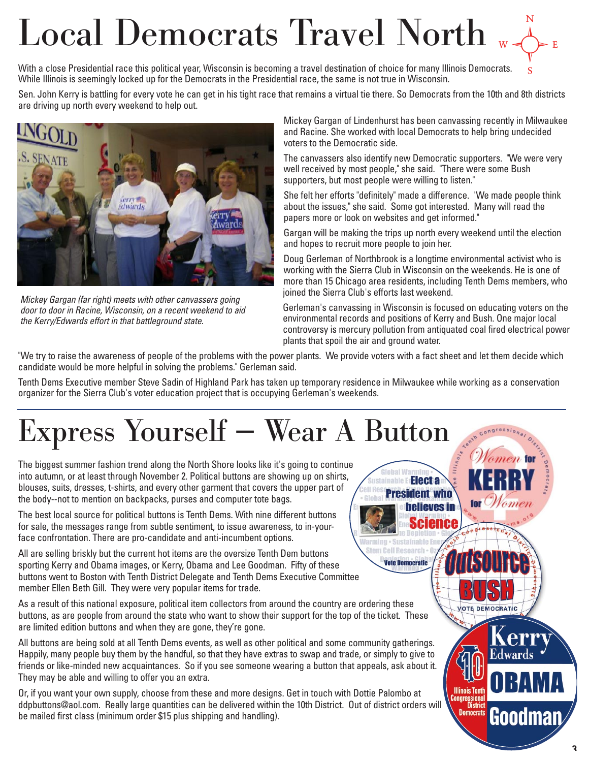# Local Democrats Travel North

With a close Presidential race this political year, Wisconsin is becoming a travel destination of choice for many Illinois Democrats. While Illinois is seemingly locked up for the Democrats in the Presidential race, the same is not true in Wisconsin.

Sen. John Kerry is battling for every vote he can get in his tight race that remains a virtual tie there. So Democrats from the 10th and 8th districts are driving up north every weekend to help out.

*Mickey Gargan (far right) meets with other canvassers going door to door in Racine, Wisconsin, on a recent weekend to aid the Kerry/Edwards effort in that battleground state.*

Mickey Gargan of Lindenhurst has been canvassing recently in Milwaukee and Racine. She worked with local Democrats to help bring undecided voters to the Democratic side.

The canvassers also identify new Democratic supporters. "We were very well received by most people," she said. "There were some Bush supporters, but most people were willing to listen."

She felt her efforts "definitely" made a difference. 'We made people think about the issues," she said. Some got interested. Many will read the papers more or look on websites and get informed."

Gargan will be making the trips up north every weekend until the election and hopes to recruit more people to join her.

Doug Gerleman of Northbrook is a longtime environmental activist who is working with the Sierra Club in Wisconsin on the weekends. He is one of more than 15 Chicago area residents, including Tenth Dems members, who joined the Sierra Club's efforts last weekend.

Gerleman's canvassing in Wisconsin is focused on educating voters on the environmental records and positions of Kerry and Bush. One major local controversy is mercury pollution from antiquated coal fired electrical power plants that spoil the air and ground water.

"We try to raise the awareness of people of the problems with the power plants. We provide voters with a fact sheet and let them decide which candidate would be more helpful in solving the problems." Gerleman said.

Tenth Dems Executive member Steve Sadin of Highland Park has taken up temporary residence in Milwaukee while working as a conservation organizer for the Sierra Club's voter education project that is occupying Gerleman's weekends.

# Express Yourself – Wear A Button

The biggest summer fashion trend along the North Shore looks like it's going to continue into autumn, or at least through November 2. Political buttons are showing up on shirts, blouses, suits, dresses, t-shirts, and every other garment that covers the upper part of the body--not to mention on backpacks, purses and computer tote bags.

The best local source for political buttons is Tenth Dems. With nine different buttons for sale, the messages range from subtle sentiment, to issue awareness, to in-your-face confrontation. There are pro-candidate and anti-incumbent options.

All are selling briskly but the current hot items are the oversize Tenth Dem buttons sporting Kerry and Obama images, or Kerry, Obama and Lee Goodman. Fifty of these buttons went to Boston with Tenth District Delegate and Tenth Dems Executive Committee member Ellen Beth Gill. They were very popular items for trade.

As a result of this national exposure, political item collectors from around the country are ordering these buttons, as are people from around the state who want to show their support for the top of the ticket. These are limited edition buttons and when they are gone, they're gone.

All buttons are being sold at all Tenth Dems events, as well as other political and some community gatherings. Happily, many people buy them by the handful, so that they have extras to swap and trade, or simply to give to friends or like-minded new acquaintances. So if you see someone wearing a button that appeals, ask about it. They may be able and willing to offer you an extra.

Or, if you want your own supply, choose from these and more designs. Get in touch with Dottie Palombo at ddpbuttons@aol.com. Really large quantities can be delivered within the 10th District. Out of district orders will be mailed first class (minimum order $15 plus shipping and handling).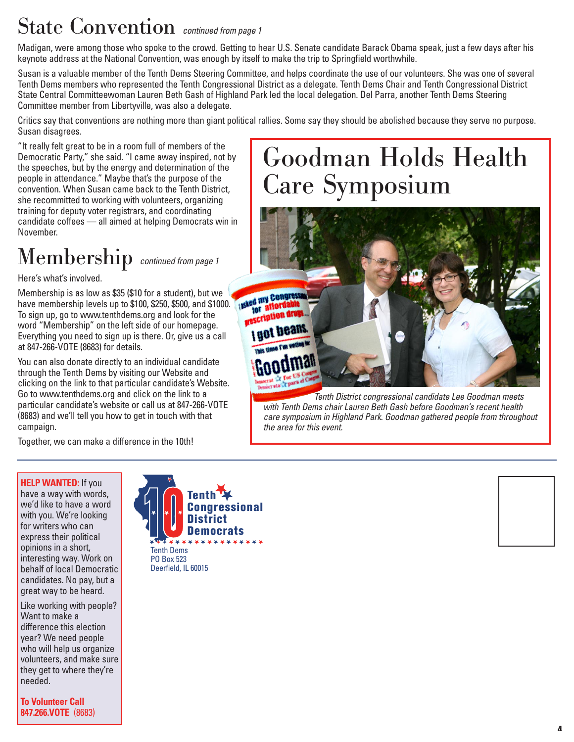# State Convention *continued from page 1*

Madigan, were among those who spoke to the crowd. Getting to hear U.S. Senate candidate Barack Obama speak, just a few days after his keynote address at the National Convention, was enough by itself to make the trip to Springfield worthwhile.

Susan is a valuable member of the Tenth Dems Steering Committee, and helps coordinate the use of our volunteers. She was one of several Tenth Dems members who represented the Tenth Congressional District as a delegate. Tenth Dems Chair and Tenth Congressional District State Central Committeewoman Lauren Beth Gash of Highland Park led the local delegation. Del Parra, another Tenth Dems Steering Committee member from Libertyville, was also a delegate.

Critics say that conventions are nothing more than giant political rallies. Some say they should be abolished because they serve no purpose. Susan disagrees.

"It really felt great to be in a room full of members of the Democratic Party," she said. "I came away inspired, not by the speeches, but by the energy and determination of the people in attendance." Maybe that's the purpose of the convention. When Susan came back to the Tenth District, she recommitted to working with volunteers, organizing training for deputy voter registrars, and coordinating candidate coffees — all aimed at helping Democrats win in November.

# Membership *continued from page 1*

Here's what's involved.

Membership is as low as $35 ($10 for a student), but we have membership levels up to $100, $250, $500, and $1000. To sign up, go to www.tenthdems.org and look for the word "Membership" on the left side of our homepage. Everything you need to sign up is there. Or, give us a call at 847-266-VOTE (8683) for details.

You can also donate directly to an individual candidate through the Tenth Dems by visiting our Website and clicking on the link to that particular candidate's Website. Go to www.tenthdems.org and click on the link to a particular candidate's website or call us at 847-266-VOTE (8683) and we'll tell you how to get in touch with that campaign.

Together, we can make a difference in the 10th!

# Goodman Holds Health Care Symposium

I asked my Congressman for affordable prescription drugs... I got beans. This time I'm voting for Goodman

*Tenth District congressional candidate Lee Goodman meets with Tenth Dems chair Lauren Beth Gash before Goodman's recent health care symposium in Highland Park. Goodman gathered people from throughout the area for this event.*

---

**HELP WANTED:** If you have a way with words, we'd like to have a word with you. We're looking for writers who can express their political opinions in a short, interesting way. Work on behalf of local Democratic candidates. No pay, but a great way to be heard.

Like working with people? Want to make a difference this election year? We need people who will help us organize volunteers, and make sure they get to where they're needed.

**To Volunteer Call 847.266.VOTE** (8683)

Tenth Congressional District Democrats

Tenth Dems
PO Box 523
Deerfield, IL 60015